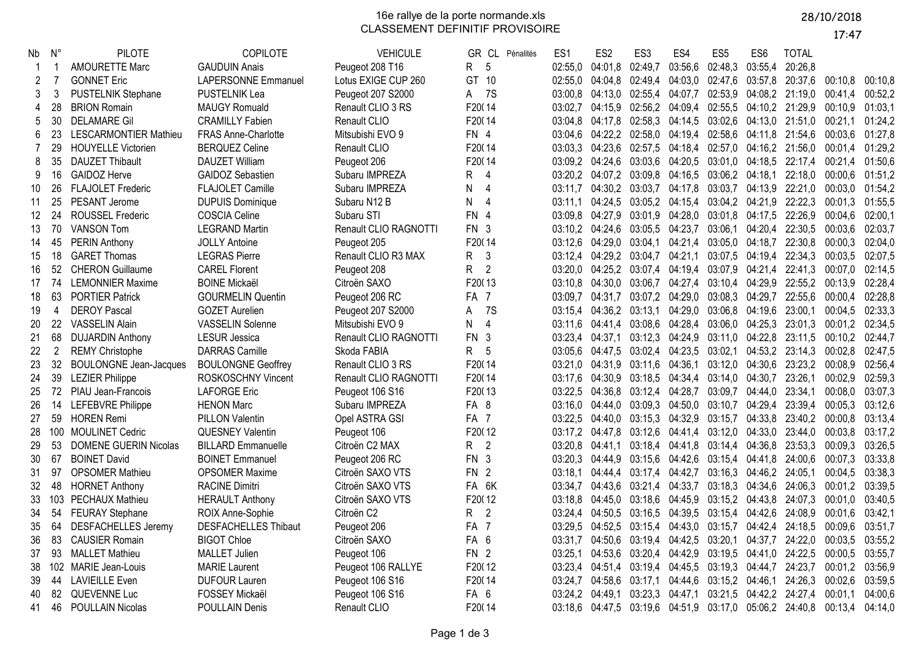16e rallye de la porte normande.xls

CLASSEMENT DEFINITIF PROVISOIRE

28/10/2018

17:47

| Nb | N° | PILOTE | COPILOTE | VEHICULE | GR | CL | Pénalités | ES1 | ES2 | ES3 | ES4 | ES5 | ES6 | TOTAL | | |
|---|---|---|---|---|---|---|---|---|---|---|---|---|---|---|---|---|
| 1 | 1 | AMOURETTE Marc | GAUDUIN Anais | Peugeot 208 T16 | R | 5 | | 02:55,0 | 04:01,8 | 02:49,7 | 03:56,6 | 02:48,3 | 03:55,4 | 20:26,8 | | |
| 2 | 7 | GONNET Eric | LAPERSONNE Emmanuel | Lotus EXIGE CUP 260 | GT | 10 | | 02:55,0 | 04:04,8 | 02:49,4 | 04:03,0 | 02:47,6 | 03:57,8 | 20:37,6 | 00:10,8 | 00:10,8 |
| 3 | 3 | PUSTELNIK Stephane | PUSTELNIK Lea | Peugeot 207 S2000 | A | 7S | | 03:00,8 | 04:13,0 | 02:55,4 | 04:07,7 | 02:53,9 | 04:08,2 | 21:19,0 | 00:41,4 | 00:52,2 |
| 4 | 28 | BRION Romain | MAUGY Romuald | Renault CLIO 3 RS | F20( | 14 | | 03:02,7 | 04:15,9 | 02:56,2 | 04:09,4 | 02:55,5 | 04:10,2 | 21:29,9 | 00:10,9 | 01:03,1 |
| 5 | 30 | DELAMARE Gil | CRAMILLY Fabien | Renault CLIO | F20( | 14 | | 03:04,8 | 04:17,8 | 02:58,3 | 04:14,5 | 03:02,6 | 04:13,0 | 21:51,0 | 00:21,1 | 01:24,2 |
| 6 | 23 | LESCARMONTIER Mathieu | FRAS Anne-Charlotte | Mitsubishi EVO 9 | FN | 4 | | 03:04,6 | 04:22,2 | 02:58,0 | 04:19,4 | 02:58,6 | 04:11,8 | 21:54,6 | 00:03,6 | 01:27,8 |
| 7 | 29 | HOUYELLE Victorien | BERQUEZ Celine | Renault CLIO | F20( | 14 | | 03:03,3 | 04:23,6 | 02:57,5 | 04:18,4 | 02:57,0 | 04:16,2 | 21:56,0 | 00:01,4 | 01:29,2 |
| 8 | 35 | DAUZET Thibault | DAUZET William | Peugeot 206 | F20( | 14 | | 03:09,2 | 04:24,6 | 03:03,6 | 04:20,5 | 03:01,0 | 04:18,5 | 22:17,4 | 00:21,4 | 01:50,6 |
| 9 | 16 | GAIDOZ Herve | GAIDOZ Sebastien | Subaru IMPREZA | R | 4 | | 03:20,2 | 04:07,2 | 03:09,8 | 04:16,5 | 03:06,2 | 04:18,1 | 22:18,0 | 00:00,6 | 01:51,2 |
| 10 | 26 | FLAJOLET Frederic | FLAJOLET Camille | Subaru IMPREZA | N | 4 | | 03:11,7 | 04:30,2 | 03:03,7 | 04:17,8 | 03:03,7 | 04:13,9 | 22:21,0 | 00:03,0 | 01:54,2 |
| 11 | 25 | PESANT Jerome | DUPUIS Dominique | Subaru N12 B | N | 4 | | 03:11,1 | 04:24,5 | 03:05,2 | 04:15,4 | 03:04,2 | 04:21,9 | 22:22,3 | 00:01,3 | 01:55,5 |
| 12 | 24 | ROUSSEL Frederic | COSCIA Celine | Subaru STI | FN | 4 | | 03:09,8 | 04:27,9 | 03:01,9 | 04:28,0 | 03:01,8 | 04:17,5 | 22:26,9 | 00:04,6 | 02:00,1 |
| 13 | 70 | VANSON Tom | LEGRAND Martin | Renault CLIO RAGNOTTI | FN | 3 | | 03:10,2 | 04:24,6 | 03:05,5 | 04:23,7 | 03:06,1 | 04:20,4 | 22:30,5 | 00:03,6 | 02:03,7 |
| 14 | 45 | PERIN Anthony | JOLLY Antoine | Peugeot 205 | F20( | 14 | | 03:12,6 | 04:29,0 | 03:04,1 | 04:21,4 | 03:05,0 | 04:18,7 | 22:30,8 | 00:00,3 | 02:04,0 |
| 15 | 18 | GARET Thomas | LEGRAS Pierre | Renault CLIO R3 MAX | R | 3 | | 03:12,4 | 04:29,2 | 03:04,7 | 04:21,1 | 03:07,5 | 04:19,4 | 22:34,3 | 00:03,5 | 02:07,5 |
| 16 | 52 | CHERON Guillaume | CAREL Florent | Peugeot 208 | R | 2 | | 03:20,0 | 04:25,2 | 03:07,4 | 04:19,4 | 03:07,9 | 04:21,4 | 22:41,3 | 00:07,0 | 02:14,5 |
| 17 | 74 | LEMONNIER Maxime | BOINE Mickaël | Citroën SAXO | F20( | 13 | | 03:10,8 | 04:30,0 | 03:06,7 | 04:27,4 | 03:10,4 | 04:29,9 | 22:55,2 | 00:13,9 | 02:28,4 |
| 18 | 63 | PORTIER Patrick | GOURMELIN Quentin | Peugeot 206 RC | FA | 7 | | 03:09,7 | 04:31,7 | 03:07,2 | 04:29,0 | 03:08,3 | 04:29,7 | 22:55,6 | 00:00,4 | 02:28,8 |
| 19 | 4 | DEROY Pascal | GOZET Aurelien | Peugeot 207 S2000 | A | 7S | | 03:15,4 | 04:36,2 | 03:13,1 | 04:29,0 | 03:06,8 | 04:19,6 | 23:00,1 | 00:04,5 | 02:33,3 |
| 20 | 22 | VASSELIN Alain | VASSELIN Solenne | Mitsubishi EVO 9 | N | 4 | | 03:11,6 | 04:41,4 | 03:08,6 | 04:28,4 | 03:06,0 | 04:25,3 | 23:01,3 | 00:01,2 | 02:34,5 |
| 21 | 68 | DUJARDIN Anthony | LESUR Jessica | Renault CLIO RAGNOTTI | FN | 3 | | 03:23,4 | 04:37,1 | 03:12,3 | 04:24,9 | 03:11,0 | 04:22,8 | 23:11,5 | 00:10,2 | 02:44,7 |
| 22 | 2 | REMY Christophe | DARRAS Camille | Skoda FABIA | R | 5 | | 03:05,6 | 04:47,5 | 03:02,4 | 04:23,5 | 03:02,1 | 04:53,2 | 23:14,3 | 00:02,8 | 02:47,5 |
| 23 | 32 | BOULONGNE Jean-Jacques | BOULONGNE Geoffrey | Renault CLIO 3 RS | F20( | 14 | | 03:21,0 | 04:31,9 | 03:11,6 | 04:36,1 | 03:12,0 | 04:30,6 | 23:23,2 | 00:08,9 | 02:56,4 |
| 24 | 39 | LEZIER Philippe | ROSKOSCHNY Vincent | Renault CLIO RAGNOTTI | F20( | 14 | | 03:17,6 | 04:30,9 | 03:18,5 | 04:34,4 | 03:14,0 | 04:30,7 | 23:26,1 | 00:02,9 | 02:59,3 |
| 25 | 72 | PIAU Jean-Francois | LAFORGE Eric | Peugeot 106 S16 | F20( | 13 | | 03:22,5 | 04:36,8 | 03:12,4 | 04:28,7 | 03:09,7 | 04:44,0 | 23:34,1 | 00:08,0 | 03:07,3 |
| 26 | 14 | LEFEBVRE Philippe | HENON Marc | Subaru IMPREZA | FA | 8 | | 03:16,0 | 04:44,0 | 03:09,3 | 04:50,0 | 03:10,7 | 04:29,4 | 23:39,4 | 00:05,3 | 03:12,6 |
| 27 | 59 | HOREN Remi | PILLON Valentin | Opel ASTRA GSI | FA | 7 | | 03:22,5 | 04:40,0 | 03:15,3 | 04:32,9 | 03:15,7 | 04:33,8 | 23:40,2 | 00:00,8 | 03:13,4 |
| 28 | 100 | MOULINET Cedric | QUESNEY Valentin | Peugeot 106 | F20( | 12 | | 03:17,2 | 04:47,8 | 03:12,6 | 04:41,4 | 03:12,0 | 04:33,0 | 23:44,0 | 00:03,8 | 03:17,2 |
| 29 | 53 | DOMENE GUERIN Nicolas | BILLARD Emmanuelle | Citroën C2 MAX | R | 2 | | 03:20,8 | 04:41,1 | 03:18,4 | 04:41,8 | 03:14,4 | 04:36,8 | 23:53,3 | 00:09,3 | 03:26,5 |
| 30 | 67 | BOINET David | BOINET Emmanuel | Peugeot 206 RC | FN | 3 | | 03:20,3 | 04:44,9 | 03:15,6 | 04:42,6 | 03:15,4 | 04:41,8 | 24:00,6 | 00:07,3 | 03:33,8 |
| 31 | 97 | OPSOMER Mathieu | OPSOMER Maxime | Citroën SAXO VTS | FN | 2 | | 03:18,1 | 04:44,4 | 03:17,4 | 04:42,7 | 03:16,3 | 04:46,2 | 24:05,1 | 00:04,5 | 03:38,3 |
| 32 | 48 | HORNET Anthony | RACINE Dimitri | Citroën SAXO VTS | FA | 6K | | 03:34,7 | 04:43,6 | 03:21,4 | 04:33,7 | 03:18,3 | 04:34,6 | 24:06,3 | 00:01,2 | 03:39,5 |
| 33 | 103 | PECHAUX Mathieu | HERAULT Anthony | Citroën SAXO VTS | F20( | 12 | | 03:18,8 | 04:45,0 | 03:18,6 | 04:45,9 | 03:15,2 | 04:43,8 | 24:07,3 | 00:01,0 | 03:40,5 |
| 34 | 54 | FEURAY Stephane | ROIX Anne-Sophie | Citroën C2 | R | 2 | | 03:24,4 | 04:50,5 | 03:16,5 | 04:39,5 | 03:15,4 | 04:42,6 | 24:08,9 | 00:01,6 | 03:42,1 |
| 35 | 64 | DESFACHELLES Jeremy | DESFACHELLES Thibaut | Peugeot 206 | FA | 7 | | 03:29,5 | 04:52,5 | 03:15,4 | 04:43,0 | 03:15,7 | 04:42,4 | 24:18,5 | 00:09,6 | 03:51,7 |
| 36 | 83 | CAUSIER Romain | BIGOT Chloe | Citroën SAXO | FA | 6 | | 03:31,7 | 04:50,6 | 03:19,4 | 04:42,5 | 03:20,1 | 04:37,7 | 24:22,0 | 00:03,5 | 03:55,2 |
| 37 | 93 | MALLET Mathieu | MALLET Julien | Peugeot 106 | FN | 2 | | 03:25,1 | 04:53,6 | 03:20,4 | 04:42,9 | 03:19,5 | 04:41,0 | 24:22,5 | 00:00,5 | 03:55,7 |
| 38 | 102 | MARIE Jean-Louis | MARIE Laurent | Peugeot 106 RALLYE | F20( | 12 | | 03:23,4 | 04:51,4 | 03:19,4 | 04:45,5 | 03:19,3 | 04:44,7 | 24:23,7 | 00:01,2 | 03:56,9 |
| 39 | 44 | LAVIEILLE Even | DUFOUR Lauren | Peugeot 106 S16 | F20( | 14 | | 03:24,7 | 04:58,6 | 03:17,1 | 04:44,6 | 03:15,2 | 04:46,1 | 24:26,3 | 00:02,6 | 03:59,5 |
| 40 | 82 | QUEVENNE Luc | FOSSEY Mickaël | Peugeot 106 S16 | FA | 6 | | 03:24,2 | 04:49,1 | 03:23,3 | 04:47,1 | 03:21,5 | 04:42,2 | 24:27,4 | 00:01,1 | 04:00,6 |
| 41 | 46 | POULLAIN Nicolas | POULLAIN Denis | Renault CLIO | F20( | 14 | | 03:18,6 | 04:47,5 | 03:19,6 | 04:51,9 | 03:17,0 | 05:06,2 | 24:40,8 | 00:13,4 | 04:14,0 |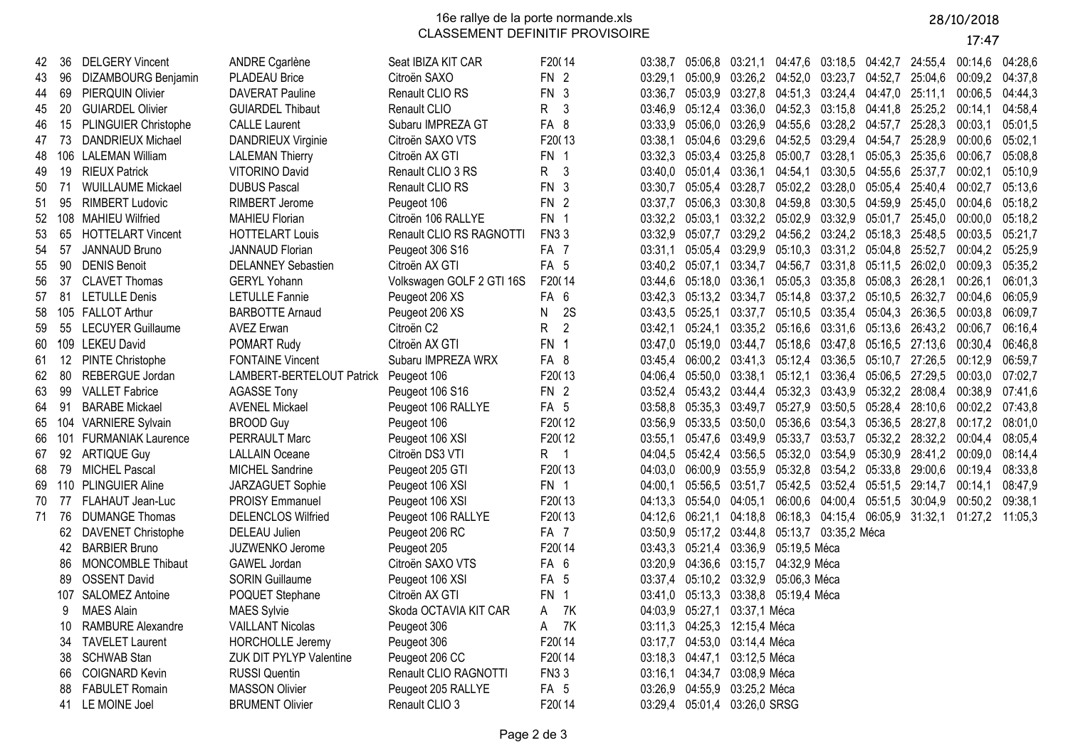# 16e rallye de la porte normande.xls

## CLASSEMENT DEFINITIF PROVISOIRE

28/10/2018

17:47

| Pl. | N° | Pilote | Copilote | Véhicule | Cl. | | | | | | | | | |
|---|---|---|---|---|---|---|---|---|---|---|---|---|---|---|
| 42 | 36 | DELGERY Vincent | ANDRE Cgarlène | Seat IBIZA KIT CAR | F20( 14 | 03:38,7 | 05:06,8 | 03:21,1 | 04:47,6 | 03:18,5 | 04:42,7 | 24:55,4 | 00:14,6 | 04:28,6 |
| 43 | 96 | DIZAMBOURG Benjamin | PLADEAU Brice | Citroën SAXO | FN 2 | 03:29,1 | 05:00,9 | 03:26,2 | 04:52,0 | 03:23,7 | 04:52,7 | 25:04,6 | 00:09,2 | 04:37,8 |
| 44 | 69 | PIERQUIN Olivier | DAVERAT Pauline | Renault CLIO RS | FN 3 | 03:36,7 | 05:03,9 | 03:27,8 | 04:51,3 | 03:24,4 | 04:47,0 | 25:11,1 | 00:06,5 | 04:44,3 |
| 45 | 20 | GUIARDEL Olivier | GUIARDEL Thibaut | Renault CLIO | R 3 | 03:46,9 | 05:12,4 | 03:36,0 | 04:52,3 | 03:15,8 | 04:41,8 | 25:25,2 | 00:14,1 | 04:58,4 |
| 46 | 15 | PLINGUIER Christophe | CALLE Laurent | Subaru IMPREZA GT | FA 8 | 03:33,9 | 05:06,0 | 03:26,9 | 04:55,6 | 03:28,2 | 04:57,7 | 25:28,3 | 00:03,1 | 05:01,5 |
| 47 | 73 | DANDRIEUX Michael | DANDRIEUX Virginie | Citroën SAXO VTS | F20( 13 | 03:38,1 | 05:04,6 | 03:29,6 | 04:52,5 | 03:29,4 | 04:54,7 | 25:28,9 | 00:00,6 | 05:02,1 |
| 48 | 106 | LALEMAN William | LALEMAN Thierry | Citroën AX GTI | FN 1 | 03:32,3 | 05:03,4 | 03:25,8 | 05:00,7 | 03:28,1 | 05:05,3 | 25:35,6 | 00:06,7 | 05:08,8 |
| 49 | 19 | RIEUX Patrick | VITORINO David | Renault CLIO 3 RS | R 3 | 03:40,0 | 05:01,4 | 03:36,1 | 04:54,1 | 03:30,5 | 04:55,6 | 25:37,7 | 00:02,1 | 05:10,9 |
| 50 | 71 | WUILLAUME Mickael | DUBUS Pascal | Renault CLIO RS | FN 3 | 03:30,7 | 05:05,4 | 03:28,7 | 05:02,2 | 03:28,0 | 05:05,4 | 25:40,4 | 00:02,7 | 05:13,6 |
| 51 | 95 | RIMBERT Ludovic | RIMBERT Jerome | Peugeot 106 | FN 2 | 03:37,7 | 05:06,3 | 03:30,8 | 04:59,8 | 03:30,5 | 04:59,9 | 25:45,0 | 00:04,6 | 05:18,2 |
| 52 | 108 | MAHIEU Wilfried | MAHIEU Florian | Citroën 106 RALLYE | FN 1 | 03:32,2 | 05:03,1 | 03:32,2 | 05:02,9 | 03:32,9 | 05:01,7 | 25:45,0 | 00:00,0 | 05:18,2 |
| 53 | 65 | HOTTELART Vincent | HOTTELART Louis | Renault CLIO RS RAGNOTTI | FN3 3 | 03:32,9 | 05:07,7 | 03:29,2 | 04:56,2 | 03:24,2 | 05:18,3 | 25:48,5 | 00:03,5 | 05:21,7 |
| 54 | 57 | JANNAUD Bruno | JANNAUD Florian | Peugeot 306 S16 | FA 7 | 03:31,1 | 05:05,4 | 03:29,9 | 05:10,3 | 03:31,2 | 05:04,8 | 25:52,7 | 00:04,2 | 05:25,9 |
| 55 | 90 | DENIS Benoit | DELANNEY Sebastien | Citroën AX GTI | FA 5 | 03:40,2 | 05:07,1 | 03:34,7 | 04:56,7 | 03:31,8 | 05:11,5 | 26:02,0 | 00:09,3 | 05:35,2 |
| 56 | 37 | CLAVET Thomas | GERYL Yohann | Volkswagen GOLF 2 GTI 16S | F20( 14 | 03:44,6 | 05:18,0 | 03:36,1 | 05:05,3 | 03:35,8 | 05:08,3 | 26:28,1 | 00:26,1 | 06:01,3 |
| 57 | 81 | LETULLE Denis | LETULLE Fannie | Peugeot 206 XS | FA 6 | 03:42,3 | 05:13,2 | 03:34,7 | 05:14,8 | 03:37,2 | 05:10,5 | 26:32,7 | 00:04,6 | 06:05,9 |
| 58 | 105 | FALLOT Arthur | BARBOTTE Arnaud | Peugeot 206 XS | N 2S | 03:43,5 | 05:25,1 | 03:37,7 | 05:10,5 | 03:35,4 | 05:04,3 | 26:36,5 | 00:03,8 | 06:09,7 |
| 59 | 55 | LECUYER Guillaume | AVEZ Erwan | Citroën C2 | R 2 | 03:42,1 | 05:24,1 | 03:35,2 | 05:16,6 | 03:31,6 | 05:13,6 | 26:43,2 | 00:06,7 | 06:16,4 |
| 60 | 109 | LEKEU David | POMART Rudy | Citroën AX GTI | FN 1 | 03:47,0 | 05:19,0 | 03:44,7 | 05:18,6 | 03:47,8 | 05:16,5 | 27:13,6 | 00:30,4 | 06:46,8 |
| 61 | 12 | PINTE Christophe | FONTAINE Vincent | Subaru IMPREZA WRX | FA 8 | 03:45,4 | 06:00,2 | 03:41,3 | 05:12,4 | 03:36,5 | 05:10,7 | 27:26,5 | 00:12,9 | 06:59,7 |
| 62 | 80 | REBERGUE Jordan | LAMBERT-BERTELOUT Patrick | Peugeot 106 | F20( 13 | 04:06,4 | 05:50,0 | 03:38,1 | 05:12,1 | 03:36,4 | 05:06,5 | 27:29,5 | 00:03,0 | 07:02,7 |
| 63 | 99 | VALLET Fabrice | AGASSE Tony | Peugeot 106 S16 | FN 2 | 03:52,4 | 05:43,2 | 03:44,4 | 05:32,3 | 03:43,9 | 05:32,4 | 28:08,4 | 00:38,9 | 07:41,6 |
| 64 | 91 | BARABE Mickael | AVENEL Mickael | Peugeot 106 RALLYE | FA 5 | 03:58,8 | 05:35,3 | 03:49,7 | 05:27,9 | 03:50,5 | 05:28,4 | 28:10,6 | 00:02,2 | 07:43,8 |
| 65 | 104 | VARNIERE Sylvain | BROOD Guy | Peugeot 106 | F20( 12 | 03:56,9 | 05:33,5 | 03:50,0 | 05:36,6 | 03:54,3 | 05:36,5 | 28:27,8 | 00:17,2 | 08:01,0 |
| 66 | 101 | FURMANIAK Laurence | PERRAULT Marc | Peugeot 106 XSI | F20( 12 | 03:55,1 | 05:47,6 | 03:49,9 | 05:33,7 | 03:53,7 | 05:32,2 | 28:32,2 | 00:04,4 | 08:05,4 |
| 67 | 92 | ARTIQUE Guy | LALLAIN Oceane | Citroën DS3 VTI | R 1 | 04:04,5 | 05:42,4 | 03:56,5 | 05:32,0 | 03:54,9 | 05:30,9 | 28:41,2 | 00:09,0 | 08:14,4 |
| 68 | 79 | MICHEL Pascal | MICHEL Sandrine | Peugeot 205 GTI | F20( 13 | 04:03,0 | 06:00,9 | 03:55,9 | 05:32,8 | 03:54,2 | 05:33,8 | 29:00,6 | 00:19,4 | 08:33,8 |
| 69 | 110 | PLINGUIER Aline | JARZAGUET Sophie | Peugeot 106 XSI | FN 1 | 04:00,1 | 05:56,5 | 03:51,7 | 05:42,5 | 03:52,4 | 05:51,5 | 29:14,7 | 00:14,1 | 08:47,9 |
| 70 | 77 | FLAHAUT Jean-Luc | PROISY Emmanuel | Peugeot 106 XSI | F20( 13 | 04:13,3 | 05:54,0 | 04:05,1 | 06:00,6 | 04:00,4 | 05:51,5 | 30:04,9 | 00:50,2 | 09:38,1 |
| 71 | 76 | DUMANGE Thomas | DELENCLOS Wilfried | Peugeot 106 RALLYE | F20( 13 | 04:12,6 | 06:21,1 | 04:18,8 | 06:18,3 | 04:15,4 | 06:05,9 | 31:32,1 | 01:27,2 | 11:05,3 |
| | 62 | DAVENET Christophe | DELEAU Julien | Peugeot 206 RC | FA 7 | 03:50,9 | 05:17,2 | 03:44,8 | 05:13,7 | 03:35,2 Méca | | | | |
| | 42 | BARBIER Bruno | JUZWENKO Jerome | Peugeot 205 | F20( 14 | 03:43,3 | 05:21,4 | 03:36,9 | 05:19,5 Méca | | | | | |
| | 86 | MONCOMBLE Thibaut | GAWEL Jordan | Citroën SAXO VTS | FA 6 | 03:20,9 | 04:36,6 | 03:15,7 | 04:32,9 Méca | | | | | |
| | 89 | OSSENT David | SORIN Guillaume | Peugeot 106 XSI | FA 5 | 03:37,4 | 05:10,2 | 03:32,9 | 05:06,3 Méca | | | | | |
| | 107 | SALOMEZ Antoine | POQUET Stephane | Citroën AX GTI | FN 1 | 03:41,0 | 05:13,3 | 03:38,8 | 05:19,4 Méca | | | | | |
| | 9 | MAES Alain | MAES Sylvie | Skoda OCTAVIA KIT CAR | A 7K | 04:03,9 | 05:27,1 | 03:37,1 Méca | | | | | | |
| | 10 | RAMBURE Alexandre | VAILLANT Nicolas | Peugeot 306 | A 7K | 03:11,3 | 04:25,3 | 12:15,4 Méca | | | | | | |
| | 34 | TAVELET Laurent | HORCHOLLE Jeremy | Peugeot 306 | F20( 14 | 03:17,7 | 04:53,0 | 03:14,4 Méca | | | | | | |
| | 38 | SCHWAB Stan | ZUK DIT PYLYP Valentine | Peugeot 206 CC | F20( 14 | 03:18,3 | 04:47,1 | 03:12,5 Méca | | | | | | |
| | 66 | COIGNARD Kevin | RUSSI Quentin | Renault CLIO RAGNOTTI | FN3 3 | 03:16,1 | 04:34,7 | 03:08,9 Méca | | | | | | |
| | 88 | FABULET Romain | MASSON Olivier | Peugeot 205 RALLYE | FA 5 | 03:26,9 | 04:55,9 | 03:25,2 Méca | | | | | | |
| | 41 | LE MOINE Joel | BRUMENT Olivier | Renault CLIO 3 | F20( 14 | 03:29,4 | 05:01,4 | 03:26,0 SRSG | | | | | | |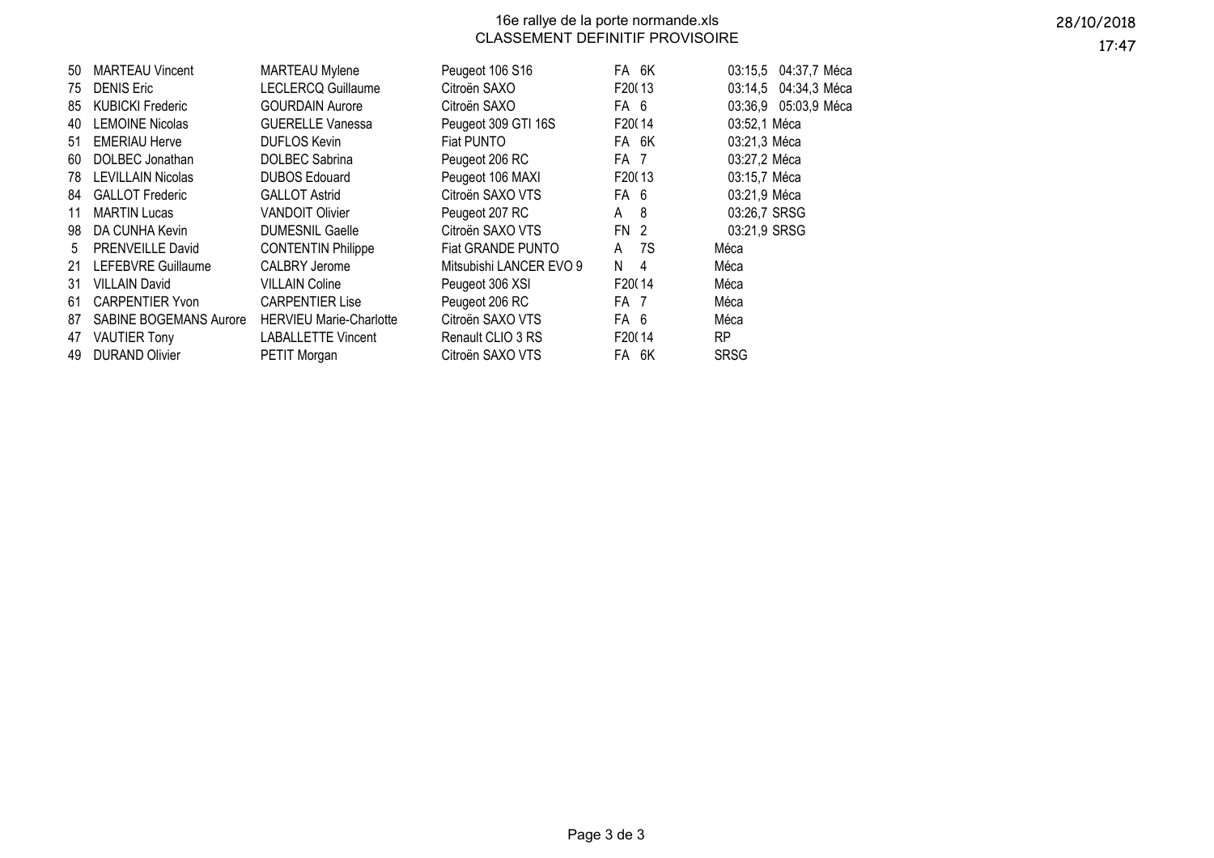16e rallye de la porte normande.xls
CLASSEMENT DEFINITIF PROVISOIRE

28/10/2018
17:47

| | | | | | | | | |
|---|---|---|---|---|---|---|---|---|
| 50 | MARTEAU Vincent | MARTEAU Mylene | Peugeot 106 S16 | FA | 6K | 03:15,5 | 04:37,7 | Méca |
| 75 | DENIS Eric | LECLERCQ Guillaume | Citroën SAXO | F20( | 13 | 03:14,5 | 04:34,3 | Méca |
| 85 | KUBICKI Frederic | GOURDAIN Aurore | Citroën SAXO | FA | 6 | 03:36,9 | 05:03,9 | Méca |
| 40 | LEMOINE Nicolas | GUERELLE Vanessa | Peugeot 309 GTI 16S | F20( | 14 | 03:52,1 | | Méca |
| 51 | EMERIAU Herve | DUFLOS Kevin | Fiat PUNTO | FA | 6K | 03:21,3 | | Méca |
| 60 | DOLBEC Jonathan | DOLBEC Sabrina | Peugeot 206 RC | FA | 7 | 03:27,2 | | Méca |
| 78 | LEVILLAIN Nicolas | DUBOS Edouard | Peugeot 106 MAXI | F20( | 13 | 03:15,7 | | Méca |
| 84 | GALLOT Frederic | GALLOT Astrid | Citroën SAXO VTS | FA | 6 | 03:21,9 | | Méca |
| 11 | MARTIN Lucas | VANDOIT Olivier | Peugeot 207 RC | A | 8 | 03:26,7 | | SRSG |
| 98 | DA CUNHA Kevin | DUMESNIL Gaelle | Citroën SAXO VTS | FN | 2 | 03:21,9 | | SRSG |
| 5 | PRENVEILLE David | CONTENTIN Philippe | Fiat GRANDE PUNTO | A | 7S | | | Méca |
| 21 | LEFEBVRE Guillaume | CALBRY Jerome | Mitsubishi LANCER EVO 9 | N | 4 | | | Méca |
| 31 | VILLAIN David | VILLAIN Coline | Peugeot 306 XSI | F20( | 14 | | | Méca |
| 61 | CARPENTIER Yvon | CARPENTIER Lise | Peugeot 206 RC | FA | 7 | | | Méca |
| 87 | SABINE BOGEMANS Aurore | HERVIEU Marie-Charlotte | Citroën SAXO VTS | FA | 6 | | | Méca |
| 47 | VAUTIER Tony | LABALLETTE Vincent | Renault CLIO 3 RS | F20( | 14 | | | RP |
| 49 | DURAND Olivier | PETIT Morgan | Citroën SAXO VTS | FA | 6K | | | SRSG |